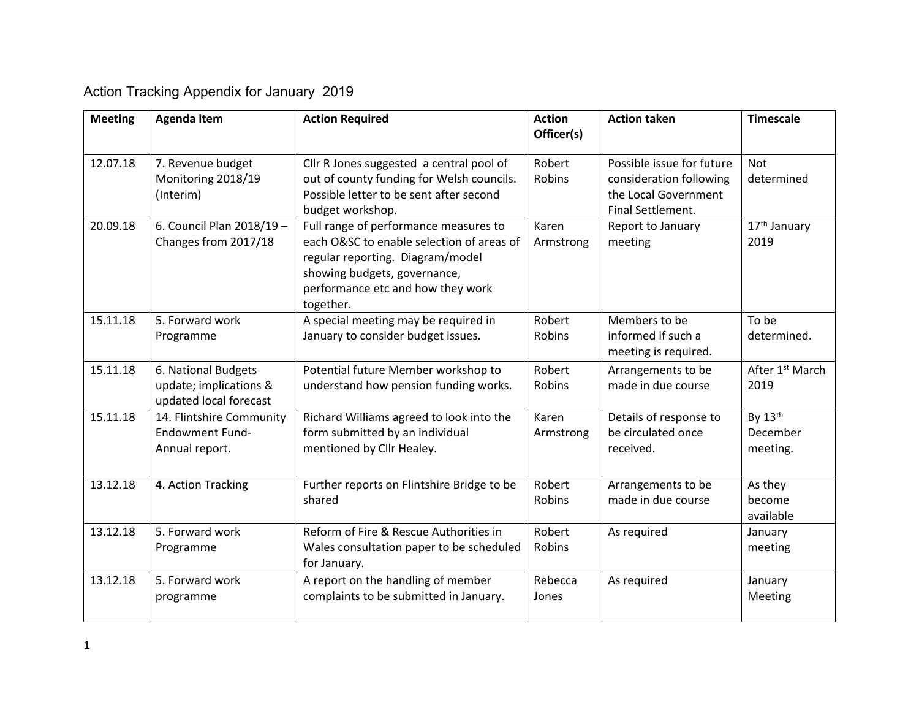# Action Tracking Appendix for January 2019

| Meeting | Agenda item | Action Required | Action Officer(s) | Action taken | Timescale |
|---|---|---|---|---|---|
| 12.07.18 | 7. Revenue budget Monitoring 2018/19 (Interim) | Cllr R Jones suggested a central pool of out of county funding for Welsh councils. Possible letter to be sent after second budget workshop. | Robert Robins | Possible issue for future consideration following the Local Government Final Settlement. | Not determined |
| 20.09.18 | 6. Council Plan 2018/19 – Changes from 2017/18 | Full range of performance measures to each O&SC to enable selection of areas of regular reporting. Diagram/model showing budgets, governance, performance etc and how they work together. | Karen Armstrong | Report to January meeting | 17th January 2019 |
| 15.11.18 | 5. Forward work Programme | A special meeting may be required in January to consider budget issues. | Robert Robins | Members to be informed if such a meeting is required. | To be determined. |
| 15.11.18 | 6. National Budgets update; implications & updated local forecast | Potential future Member workshop to understand how pension funding works. | Robert Robins | Arrangements to be made in due course | After 1st March 2019 |
| 15.11.18 | 14. Flintshire Community Endowment Fund- Annual report. | Richard Williams agreed to look into the form submitted by an individual mentioned by Cllr Healey. | Karen Armstrong | Details of response to be circulated once received. | By 13th December meeting. |
| 13.12.18 | 4. Action Tracking | Further reports on Flintshire Bridge to be shared | Robert Robins | Arrangements to be made in due course | As they become available |
| 13.12.18 | 5. Forward work Programme | Reform of Fire & Rescue Authorities in Wales consultation paper to be scheduled for January. | Robert Robins | As required | January meeting |
| 13.12.18 | 5. Forward work programme | A report on the handling of member complaints to be submitted in January. | Rebecca Jones | As required | January Meeting |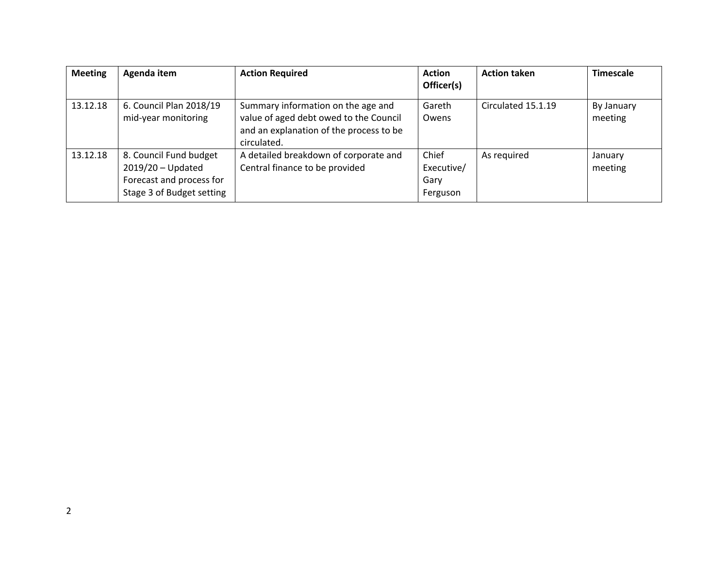| Meeting | Agenda item | Action Required | Action Officer(s) | Action taken | Timescale |
|---|---|---|---|---|---|
| 13.12.18 | 6. Council Plan 2018/19 mid-year monitoring | Summary information on the age and value of aged debt owed to the Council and an explanation of the process to be circulated. | Gareth Owens | Circulated 15.1.19 | By January meeting |
| 13.12.18 | 8. Council Fund budget 2019/20 – Updated Forecast and process for Stage 3 of Budget setting | A detailed breakdown of corporate and Central finance to be provided | Chief Executive/ Gary Ferguson | As required | January meeting |